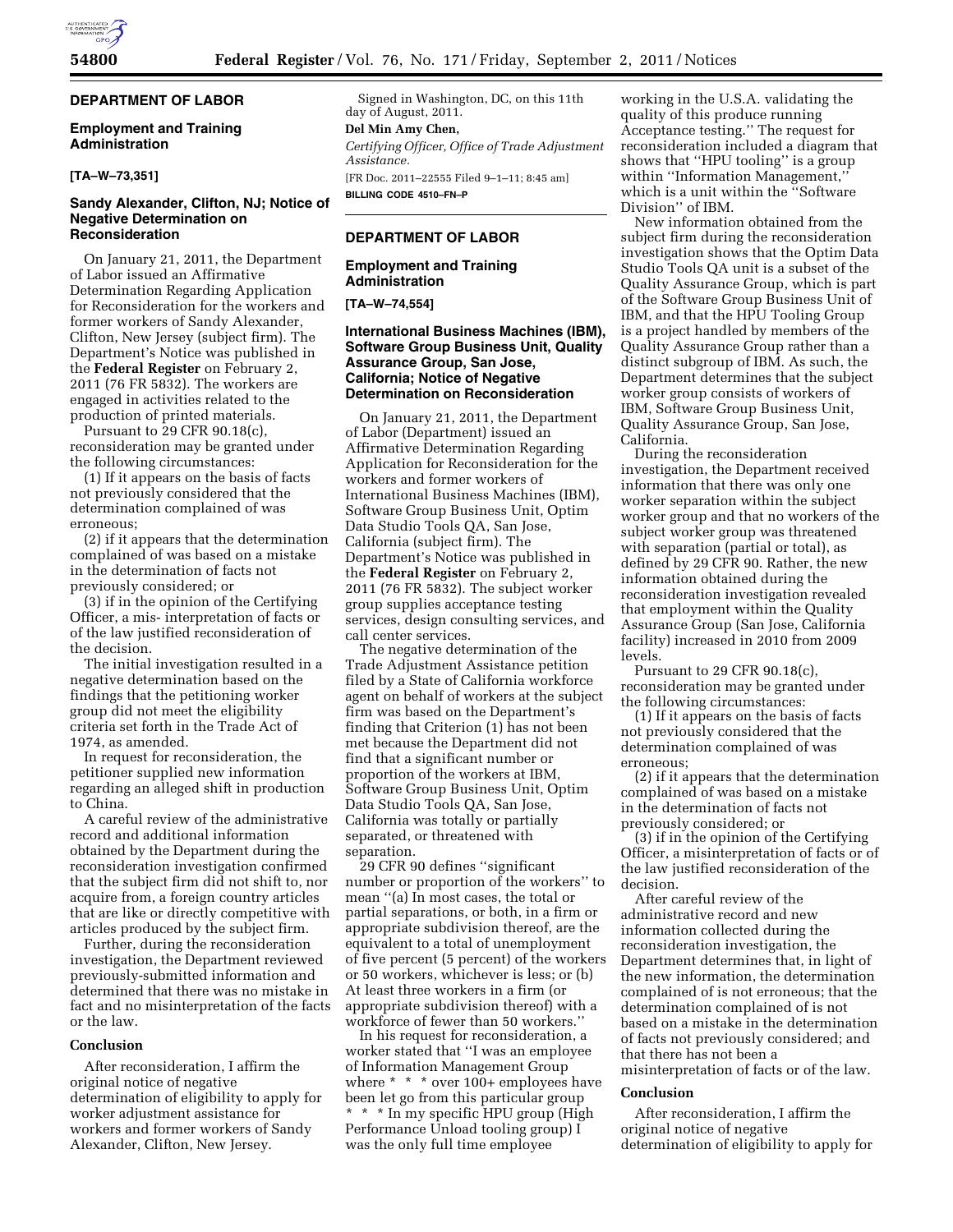## DEPARTMENT OF LABOR

### Employment and Training Administration

**[TA–W–73,351]**

### Sandy Alexander, Clifton, NJ; Notice of Negative Determination on Reconsideration

On January 21, 2011, the Department of Labor issued an Affirmative Determination Regarding Application for Reconsideration for the workers and former workers of Sandy Alexander, Clifton, New Jersey (subject firm). The Department's Notice was published in the **Federal Register** on February 2, 2011 (76 FR 5832). The workers are engaged in activities related to the production of printed materials.

Pursuant to 29 CFR 90.18(c), reconsideration may be granted under the following circumstances:

(1) If it appears on the basis of facts not previously considered that the determination complained of was erroneous;

(2) if it appears that the determination complained of was based on a mistake in the determination of facts not previously considered; or

(3) if in the opinion of the Certifying Officer, a mis- interpretation of facts or of the law justified reconsideration of the decision.

The initial investigation resulted in a negative determination based on the findings that the petitioning worker group did not meet the eligibility criteria set forth in the Trade Act of 1974, as amended.

In request for reconsideration, the petitioner supplied new information regarding an alleged shift in production to China.

A careful review of the administrative record and additional information obtained by the Department during the reconsideration investigation confirmed that the subject firm did not shift to, nor acquire from, a foreign country articles that are like or directly competitive with articles produced by the subject firm.

Further, during the reconsideration investigation, the Department reviewed previously-submitted information and determined that there was no mistake in fact and no misinterpretation of the facts or the law.

#### Conclusion

After reconsideration, I affirm the original notice of negative determination of eligibility to apply for worker adjustment assistance for workers and former workers of Sandy Alexander, Clifton, New Jersey.

Signed in Washington, DC, on this 11th day of August, 2011.

**Del Min Amy Chen,**

*Certifying Officer, Office of Trade Adjustment Assistance.*

[FR Doc. 2011–22555 Filed 9–1–11; 8:45 am]

**BILLING CODE 4510–FN–P**

## DEPARTMENT OF LABOR

### Employment and Training Administration

**[TA–W–74,554]**

### International Business Machines (IBM), Software Group Business Unit, Quality Assurance Group, San Jose, California; Notice of Negative Determination on Reconsideration

On January 21, 2011, the Department of Labor (Department) issued an Affirmative Determination Regarding Application for Reconsideration for the workers and former workers of International Business Machines (IBM), Software Group Business Unit, Optim Data Studio Tools QA, San Jose, California (subject firm). The Department's Notice was published in the **Federal Register** on February 2, 2011 (76 FR 5832). The subject worker group supplies acceptance testing services, design consulting services, and call center services.

The negative determination of the Trade Adjustment Assistance petition filed by a State of California workforce agent on behalf of workers at the subject firm was based on the Department's finding that Criterion (1) has not been met because the Department did not find that a significant number or proportion of the workers at IBM, Software Group Business Unit, Optim Data Studio Tools QA, San Jose, California was totally or partially separated, or threatened with separation.

29 CFR 90 defines "significant number or proportion of the workers" to mean "(a) In most cases, the total or partial separations, or both, in a firm or appropriate subdivision thereof, are the equivalent to a total of unemployment of five percent (5 percent) of the workers or 50 workers, whichever is less; or (b) At least three workers in a firm (or appropriate subdivision thereof) with a workforce of fewer than 50 workers."

In his request for reconsideration, a worker stated that "I was an employee of Information Management Group where * * * over 100+ employees have been let go from this particular group * * * In my specific HPU group (High Performance Unload tooling group) I was the only full time employee working in the U.S.A. validating the quality of this produce running Acceptance testing." The request for reconsideration included a diagram that shows that "HPU tooling" is a group within "Information Management," which is a unit within the "Software Division" of IBM.

New information obtained from the subject firm during the reconsideration investigation shows that the Optim Data Studio Tools QA unit is a subset of the Quality Assurance Group, which is part of the Software Group Business Unit of IBM, and that the HPU Tooling Group is a project handled by members of the Quality Assurance Group rather than a distinct subgroup of IBM. As such, the Department determines that the subject worker group consists of workers of IBM, Software Group Business Unit, Quality Assurance Group, San Jose, California.

During the reconsideration investigation, the Department received information that there was only one worker separation within the subject worker group and that no workers of the subject worker group was threatened with separation (partial or total), as defined by 29 CFR 90. Rather, the new information obtained during the reconsideration investigation revealed that employment within the Quality Assurance Group (San Jose, California facility) increased in 2010 from 2009 levels.

Pursuant to 29 CFR 90.18(c), reconsideration may be granted under the following circumstances:

(1) If it appears on the basis of facts not previously considered that the determination complained of was erroneous;

(2) if it appears that the determination complained of was based on a mistake in the determination of facts not previously considered; or

(3) if in the opinion of the Certifying Officer, a misinterpretation of facts or of the law justified reconsideration of the decision.

After careful review of the administrative record and new information collected during the reconsideration investigation, the Department determines that, in light of the new information, the determination complained of is not erroneous; that the determination complained of is not based on a mistake in the determination of facts not previously considered; and that there has not been a misinterpretation of facts or of the law.

#### Conclusion

After reconsideration, I affirm the original notice of negative determination of eligibility to apply for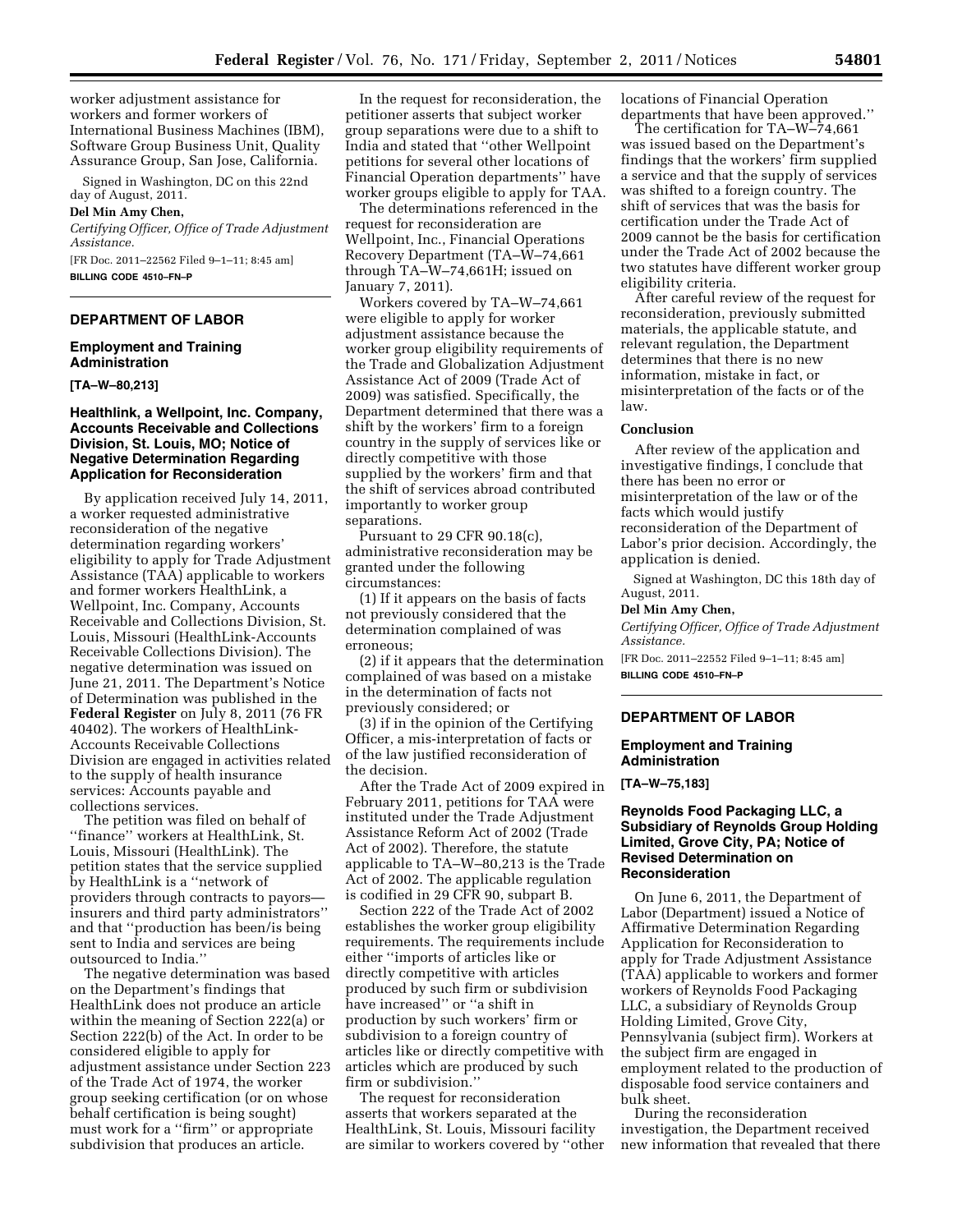worker adjustment assistance for workers and former workers of International Business Machines (IBM), Software Group Business Unit, Quality Assurance Group, San Jose, California.

Signed in Washington, DC on this 22nd day of August, 2011.

**Del Min Amy Chen,**

*Certifying Officer, Office of Trade Adjustment Assistance.*

[FR Doc. 2011–22562 Filed 9–1–11; 8:45 am]

**BILLING CODE 4510–FN–P**

---

## DEPARTMENT OF LABOR

### Employment and Training Administration

**[TA–W–80,213]**

### Healthlink, a Wellpoint, Inc. Company, Accounts Receivable and Collections Division, St. Louis, MO; Notice of Negative Determination Regarding Application for Reconsideration

By application received July 14, 2011, a worker requested administrative reconsideration of the negative determination regarding workers' eligibility to apply for Trade Adjustment Assistance (TAA) applicable to workers and former workers HealthLink, a Wellpoint, Inc. Company, Accounts Receivable and Collections Division, St. Louis, Missouri (HealthLink-Accounts Receivable Collections Division). The negative determination was issued on June 21, 2011. The Department's Notice of Determination was published in the **Federal Register** on July 8, 2011 (76 FR 40402). The workers of HealthLink-Accounts Receivable Collections Division are engaged in activities related to the supply of health insurance services: Accounts payable and collections services.

The petition was filed on behalf of "finance" workers at HealthLink, St. Louis, Missouri (HealthLink). The petition states that the service supplied by HealthLink is a "network of providers through contracts to payors—insurers and third party administrators" and that "production has been/is being sent to India and services are being outsourced to India."

The negative determination was based on the Department's findings that HealthLink does not produce an article within the meaning of Section 222(a) or Section 222(b) of the Act. In order to be considered eligible to apply for adjustment assistance under Section 223 of the Trade Act of 1974, the worker group seeking certification (or on whose behalf certification is being sought) must work for a "firm" or appropriate subdivision that produces an article.

In the request for reconsideration, the petitioner asserts that subject worker group separations were due to a shift to India and stated that "other Wellpoint petitions for several other locations of Financial Operation departments" have worker groups eligible to apply for TAA.

The determinations referenced in the request for reconsideration are Wellpoint, Inc., Financial Operations Recovery Department (TA–W–74,661 through TA–W–74,661H; issued on January 7, 2011).

Workers covered by TA–W–74,661 were eligible to apply for worker adjustment assistance because the worker group eligibility requirements of the Trade and Globalization Adjustment Assistance Act of 2009 (Trade Act of 2009) was satisfied. Specifically, the Department determined that there was a shift by the workers' firm to a foreign country in the supply of services like or directly competitive with those supplied by the workers' firm and that the shift of services abroad contributed importantly to worker group separations.

Pursuant to 29 CFR 90.18(c), administrative reconsideration may be granted under the following circumstances:

(1) If it appears on the basis of facts not previously considered that the determination complained of was erroneous;

(2) if it appears that the determination complained of was based on a mistake in the determination of facts not previously considered; or

(3) if in the opinion of the Certifying Officer, a mis-interpretation of facts or of the law justified reconsideration of the decision.

After the Trade Act of 2009 expired in February 2011, petitions for TAA were instituted under the Trade Adjustment Assistance Reform Act of 2002 (Trade Act of 2002). Therefore, the statute applicable to TA–W–80,213 is the Trade Act of 2002. The applicable regulation is codified in 29 CFR 90, subpart B.

Section 222 of the Trade Act of 2002 establishes the worker group eligibility requirements. The requirements include either "imports of articles like or directly competitive with articles produced by such firm or subdivision have increased" or "a shift in production by such workers' firm or subdivision to a foreign country of articles like or directly competitive with articles which are produced by such firm or subdivision."

The request for reconsideration asserts that workers separated at the HealthLink, St. Louis, Missouri facility are similar to workers covered by "other locations of Financial Operation departments that have been approved."

The certification for TA–W–74,661 was issued based on the Department's findings that the workers' firm supplied a service and that the supply of services was shifted to a foreign country. The shift of services that was the basis for certification under the Trade Act of 2009 cannot be the basis for certification under the Trade Act of 2002 because the two statutes have different worker group eligibility criteria.

After careful review of the request for reconsideration, previously submitted materials, the applicable statute, and relevant regulation, the Department determines that there is no new information, mistake in fact, or misinterpretation of the facts or of the law.

#### Conclusion

After review of the application and investigative findings, I conclude that there has been no error or misinterpretation of the law or of the facts which would justify reconsideration of the Department of Labor's prior decision. Accordingly, the application is denied.

Signed at Washington, DC this 18th day of August, 2011.

**Del Min Amy Chen,**

*Certifying Officer, Office of Trade Adjustment Assistance.*

[FR Doc. 2011–22552 Filed 9–1–11; 8:45 am]

**BILLING CODE 4510–FN–P**

---

## DEPARTMENT OF LABOR

### Employment and Training Administration

**[TA–W–75,183]**

### Reynolds Food Packaging LLC, a Subsidiary of Reynolds Group Holding Limited, Grove City, PA; Notice of Revised Determination on Reconsideration

On June 6, 2011, the Department of Labor (Department) issued a Notice of Affirmative Determination Regarding Application for Reconsideration to apply for Trade Adjustment Assistance (TAA) applicable to workers and former workers of Reynolds Food Packaging LLC, a subsidiary of Reynolds Group Holding Limited, Grove City, Pennsylvania (subject firm). Workers at the subject firm are engaged in employment related to the production of disposable food service containers and bulk sheet.

During the reconsideration investigation, the Department received new information that revealed that there